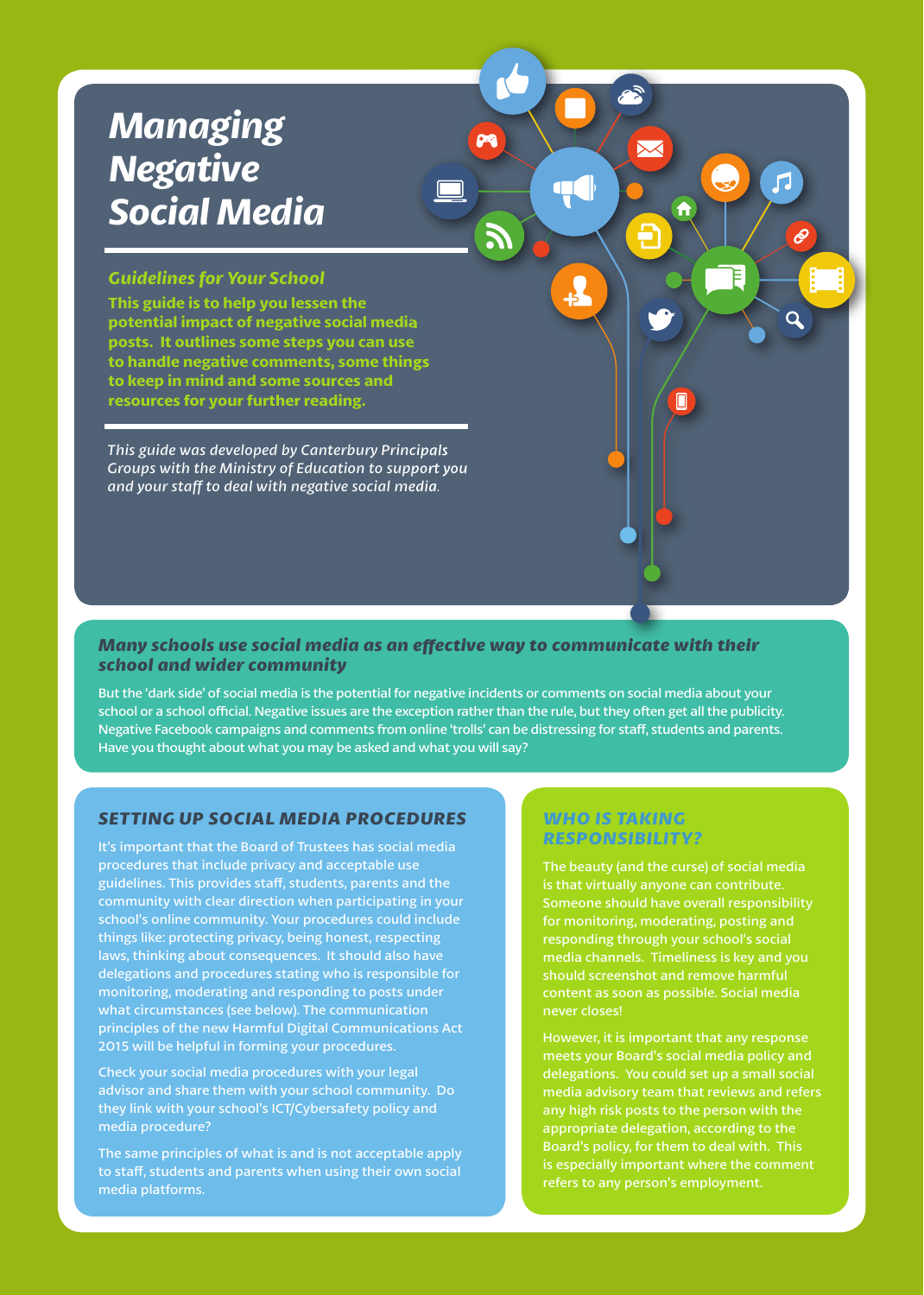# Managing Negative Social Media

### Guidelines for Your School

**This guide is to help you lessen the potential impact of negative social media posts. It outlines some steps you can use to handle negative comments, some things to keep in mind and some sources and resources for your further reading.**

*This guide was developed by Canterbury Principals Groups with the Ministry of Education to support you and your staff to deal with negative social media.*

### *Many schools use social media as an effective way to communicate with their school and wider community*

But the 'dark side' of social media is the potential for negative incidents or comments on social media about your school or a school official. Negative issues are the exception rather than the rule, but they often get all the publicity. Negative Facebook campaigns and comments from online 'trolls' can be distressing for staff, students and parents. Have you thought about what you may be asked and what you will say?

## SETTING UP SOCIAL MEDIA PROCEDURES

It's important that the Board of Trustees has social media procedures that include privacy and acceptable use guidelines. This provides staff, students, parents and the community with clear direction when participating in your school's online community. Your procedures could include things like: protecting privacy, being honest, respecting laws, thinking about consequences. It should also have delegations and procedures stating who is responsible for monitoring, moderating and responding to posts under what circumstances (see below). The communication principles of the new Harmful Digital Communications Act 2015 will be helpful in forming your procedures.

Check your social media procedures with your legal advisor and share them with your school community. Do they link with your school's ICT/Cybersafety policy and media procedure?

The same principles of what is and is not acceptable apply to staff, students and parents when using their own social media platforms.

## WHO IS TAKING RESPONSIBILITY?

The beauty (and the curse) of social media is that virtually anyone can contribute. Someone should have overall responsibility for monitoring, moderating, posting and responding through your school's social media channels. Timeliness is key and you should screenshot and remove harmful content as soon as possible. Social media never closes!

However, it is important that any response meets your Board's social media policy and delegations. You could set up a small social media advisory team that reviews and refers any high risk posts to the person with the appropriate delegation, according to the Board's policy, for them to deal with. This is especially important where the comment refers to any person's employment.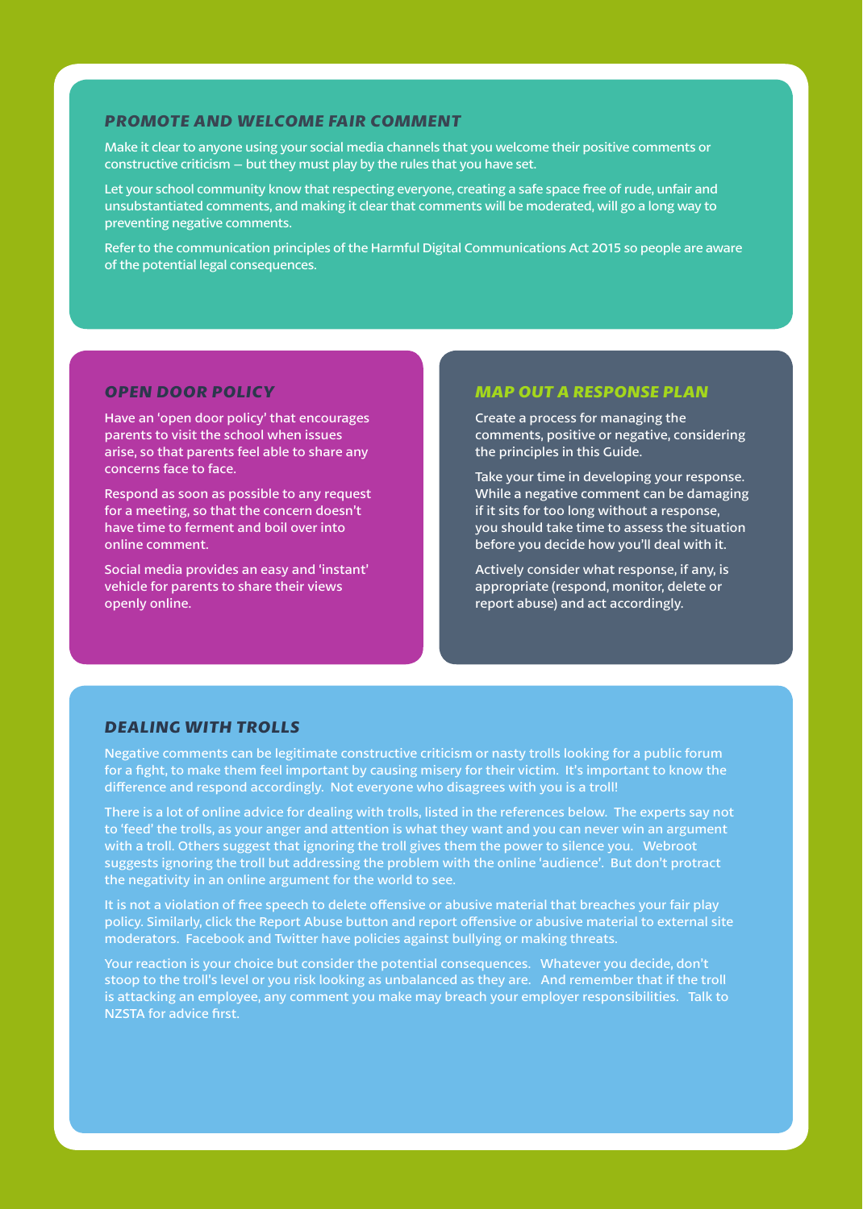### *PROMOTE AND WELCOME FAIR COMMENT*

Make it clear to anyone using your social media channels that you welcome their positive comments or constructive criticism – but they must play by the rules that you have set.

Let your school community know that respecting everyone, creating a safe space free of rude, unfair and unsubstantiated comments, and making it clear that comments will be moderated, will go a long way to preventing negative comments.

Refer to the communication principles of the Harmful Digital Communications Act 2015 so people are aware of the potential legal consequences.

### *OPEN DOOR POLICY*

Have an 'open door policy' that encourages parents to visit the school when issues arise, so that parents feel able to share any concerns face to face.

Respond as soon as possible to any request for a meeting, so that the concern doesn't have time to ferment and boil over into online comment.

Social media provides an easy and 'instant' vehicle for parents to share their views openly online.

### *MAP OUT A RESPONSE PLAN*

Create a process for managing the comments, positive or negative, considering the principles in this Guide.

Take your time in developing your response. While a negative comment can be damaging if it sits for too long without a response, you should take time to assess the situation before you decide how you'll deal with it.

Actively consider what response, if any, is appropriate (respond, monitor, delete or report abuse) and act accordingly.

### *DEALING WITH TROLLS*

Negative comments can be legitimate constructive criticism or nasty trolls looking for a public forum for a fight, to make them feel important by causing misery for their victim. It's important to know the difference and respond accordingly. Not everyone who disagrees with you is a troll!

There is a lot of online advice for dealing with trolls, listed in the references below. The experts say not to 'feed' the trolls, as your anger and attention is what they want and you can never win an argument with a troll. Others suggest that ignoring the troll gives them the power to silence you. Webroot suggests ignoring the troll but addressing the problem with the online 'audience'. But don't protract the negativity in an online argument for the world to see.

It is not a violation of free speech to delete offensive or abusive material that breaches your fair play policy. Similarly, click the Report Abuse button and report offensive or abusive material to external site moderators. Facebook and Twitter have policies against bullying or making threats.

Your reaction is your choice but consider the potential consequences. Whatever you decide, don't stoop to the troll's level or you risk looking as unbalanced as they are. And remember that if the troll is attacking an employee, any comment you make may breach your employer responsibilities. Talk to NZSTA for advice first.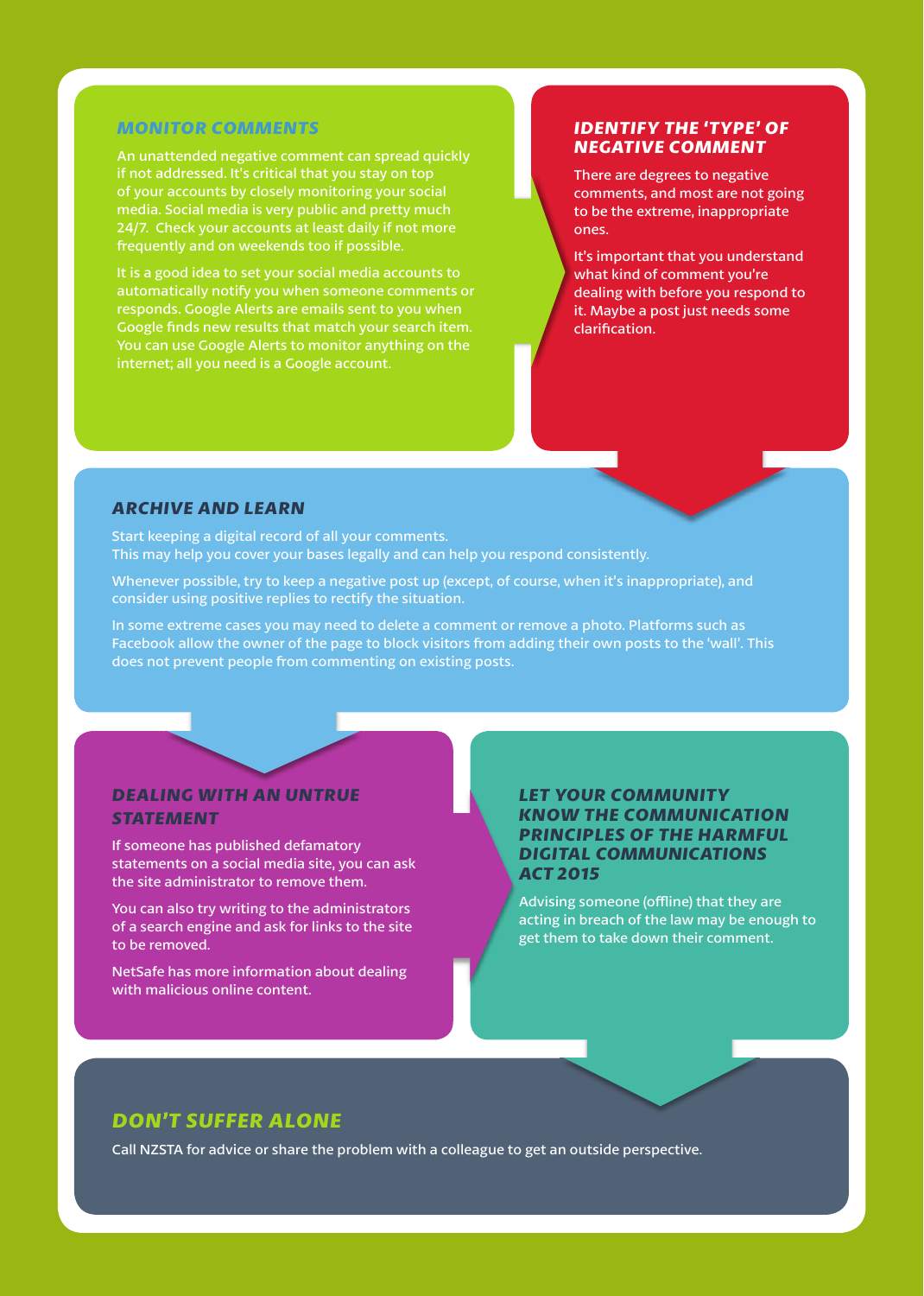## MONITOR COMMENTS

An unattended negative comment can spread quickly if not addressed. It's critical that you stay on top of your accounts by closely monitoring your social media. Social media is very public and pretty much 24/7. Check your accounts at least daily if not more frequently and on weekends too if possible.

It is a good idea to set your social media accounts to automatically notify you when someone comments or responds. Google Alerts are emails sent to you when Google finds new results that match your search item. You can use Google Alerts to monitor anything on the internet; all you need is a Google account.

## IDENTIFY THE 'TYPE' OF NEGATIVE COMMENT

There are degrees to negative comments, and most are not going to be the extreme, inappropriate ones.

It's important that you understand what kind of comment you're dealing with before you respond to it. Maybe a post just needs some clarification.

## ARCHIVE AND LEARN

Start keeping a digital record of all your comments.
This may help you cover your bases legally and can help you respond consistently.

Whenever possible, try to keep a negative post up (except, of course, when it's inappropriate), and consider using positive replies to rectify the situation.

In some extreme cases you may need to delete a comment or remove a photo. Platforms such as Facebook allow the owner of the page to block visitors from adding their own posts to the 'wall'. This does not prevent people from commenting on existing posts.

## DEALING WITH AN UNTRUE STATEMENT

If someone has published defamatory statements on a social media site, you can ask the site administrator to remove them.

You can also try writing to the administrators of a search engine and ask for links to the site to be removed.

NetSafe has more information about dealing with malicious online content.

## LET YOUR COMMUNITY KNOW THE COMMUNICATION PRINCIPLES OF THE HARMFUL DIGITAL COMMUNICATIONS ACT 2015

Advising someone (offline) that they are acting in breach of the law may be enough to get them to take down their comment.

## DON'T SUFFER ALONE

Call NZSTA for advice or share the problem with a colleague to get an outside perspective.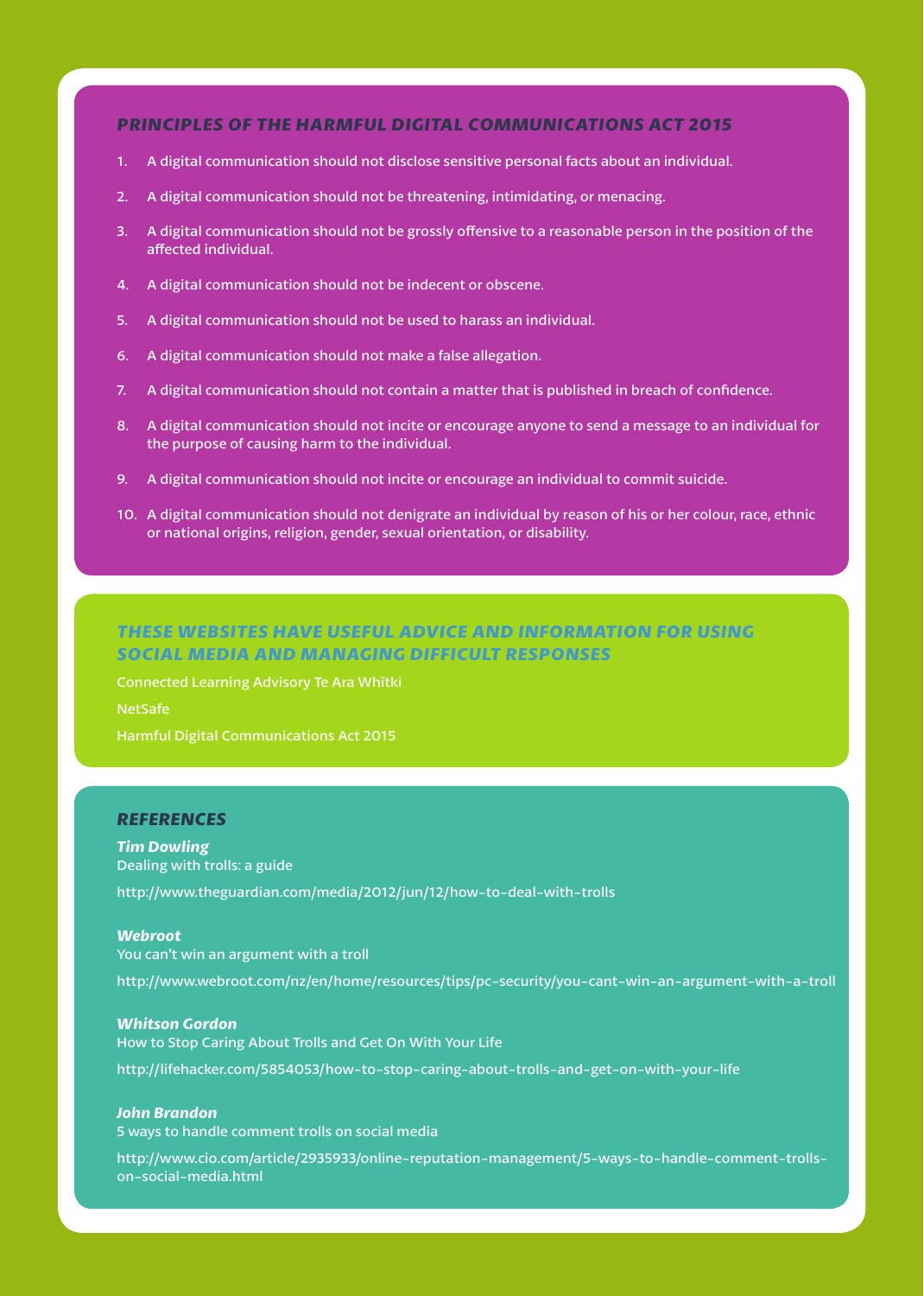## PRINCIPLES OF THE HARMFUL DIGITAL COMMUNICATIONS ACT 2015

1. A digital communication should not disclose sensitive personal facts about an individual.
2. A digital communication should not be threatening, intimidating, or menacing.
3. A digital communication should not be grossly offensive to a reasonable person in the position of the affected individual.
4. A digital communication should not be indecent or obscene.
5. A digital communication should not be used to harass an individual.
6. A digital communication should not make a false allegation.
7. A digital communication should not contain a matter that is published in breach of confidence.
8. A digital communication should not incite or encourage anyone to send a message to an individual for the purpose of causing harm to the individual.
9. A digital communication should not incite or encourage an individual to commit suicide.
10. A digital communication should not denigrate an individual by reason of his or her colour, race, ethnic or national origins, religion, gender, sexual orientation, or disability.

## THESE WEBSITES HAVE USEFUL ADVICE AND INFORMATION FOR USING SOCIAL MEDIA AND MANAGING DIFFICULT RESPONSES

Connected Learning Advisory Te Ara Whītki

NetSafe

Harmful Digital Communications Act 2015

## REFERENCES

***Tim Dowling***
Dealing with trolls: a guide

http://www.theguardian.com/media/2012/jun/12/how-to-deal-with-trolls

***Webroot***
You can't win an argument with a troll

http://www.webroot.com/nz/en/home/resources/tips/pc-security/you-cant-win-an-argument-with-a-troll

***Whitson Gordon***
How to Stop Caring About Trolls and Get On With Your Life

http://lifehacker.com/5854053/how-to-stop-caring-about-trolls-and-get-on-with-your-life

***John Brandon***
5 ways to handle comment trolls on social media

http://www.cio.com/article/2935933/online-reputation-management/5-ways-to-handle-comment-trolls-on-social-media.html